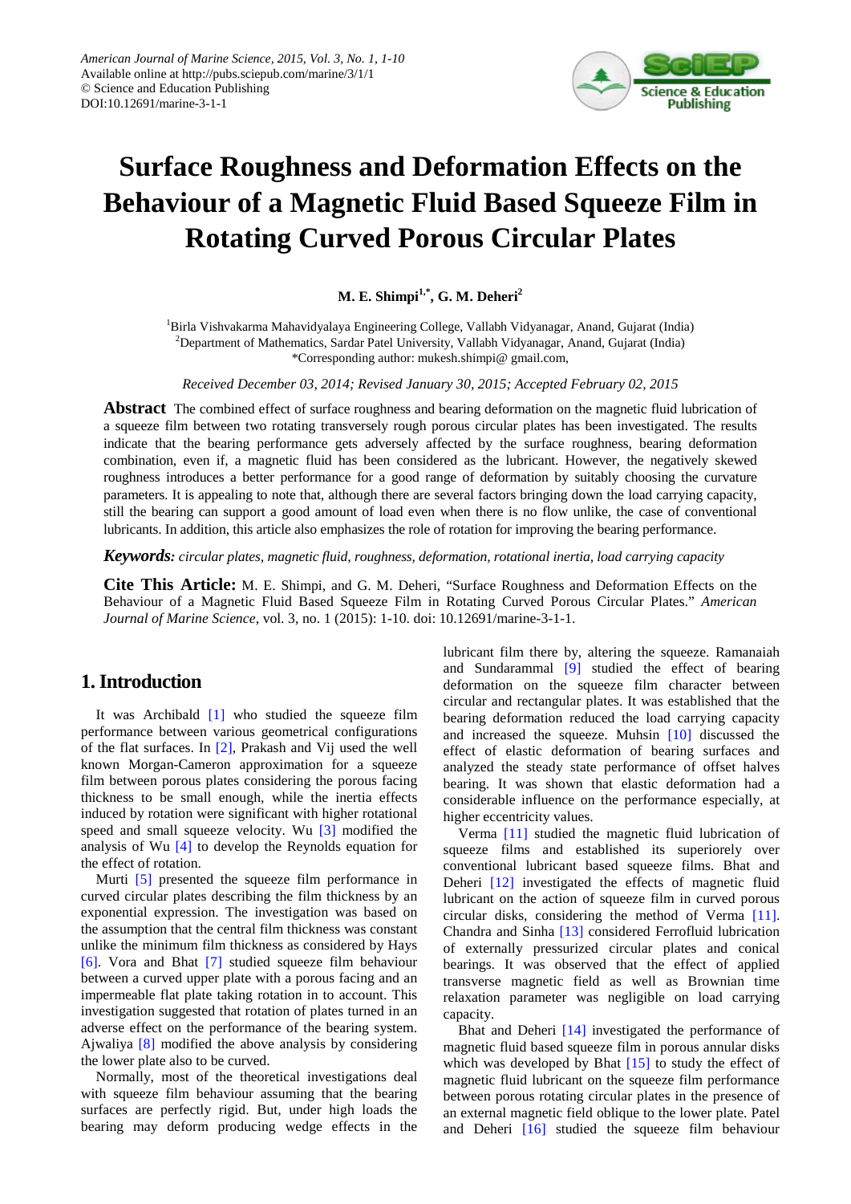American Journal of Marine Science, 2015, Vol. 3, No. 1, 1-10
Available online at http://pubs.sciepub.com/marine/3/1/1
© Science and Education Publishing
DOI:10.12691/marine-3-1-1

# Surface Roughness and Deformation Effects on the Behaviour of a Magnetic Fluid Based Squeeze Film in Rotating Curved Porous Circular Plates

**M. E. Shimpi[1,*], G. M. Deheri[2]**

[1]Birla Vishvakarma Mahavidyalaya Engineering College, Vallabh Vidyanagar, Anand, Gujarat (India)
[2]Department of Mathematics, Sardar Patel University, Vallabh Vidyanagar, Anand, Gujarat (India)
*Corresponding author: mukesh.shimpi@ gmail.com,

*Received December 03, 2014; Revised January 30, 2015; Accepted February 02, 2015*

**Abstract** The combined effect of surface roughness and bearing deformation on the magnetic fluid lubrication of a squeeze film between two rotating transversely rough porous circular plates has been investigated. The results indicate that the bearing performance gets adversely affected by the surface roughness, bearing deformation combination, even if, a magnetic fluid has been considered as the lubricant. However, the negatively skewed roughness introduces a better performance for a good range of deformation by suitably choosing the curvature parameters. It is appealing to note that, although there are several factors bringing down the load carrying capacity, still the bearing can support a good amount of load even when there is no flow unlike, the case of conventional lubricants. In addition, this article also emphasizes the role of rotation for improving the bearing performance.

***Keywords:*** *circular plates, magnetic fluid, roughness, deformation, rotational inertia, load carrying capacity*

**Cite This Article:** M. E. Shimpi, and G. M. Deheri, "Surface Roughness and Deformation Effects on the Behaviour of a Magnetic Fluid Based Squeeze Film in Rotating Curved Porous Circular Plates." *American Journal of Marine Science*, vol. 3, no. 1 (2015): 1-10. doi: 10.12691/marine-3-1-1.

## 1. Introduction

It was Archibald [1] who studied the squeeze film performance between various geometrical configurations of the flat surfaces. In [2], Prakash and Vij used the well known Morgan-Cameron approximation for a squeeze film between porous plates considering the porous facing thickness to be small enough, while the inertia effects induced by rotation were significant with higher rotational speed and small squeeze velocity. Wu [3] modified the analysis of Wu [4] to develop the Reynolds equation for the effect of rotation.

Murti [5] presented the squeeze film performance in curved circular plates describing the film thickness by an exponential expression. The investigation was based on the assumption that the central film thickness was constant unlike the minimum film thickness as considered by Hays [6]. Vora and Bhat [7] studied squeeze film behaviour between a curved upper plate with a porous facing and an impermeable flat plate taking rotation in to account. This investigation suggested that rotation of plates turned in an adverse effect on the performance of the bearing system. Ajwaliya [8] modified the above analysis by considering the lower plate also to be curved.

Normally, most of the theoretical investigations deal with squeeze film behaviour assuming that the bearing surfaces are perfectly rigid. But, under high loads the bearing may deform producing wedge effects in the lubricant film there by, altering the squeeze. Ramanaiah and Sundarammal [9] studied the effect of bearing deformation on the squeeze film character between circular and rectangular plates. It was established that the bearing deformation reduced the load carrying capacity and increased the squeeze. Muhsin [10] discussed the effect of elastic deformation of bearing surfaces and analyzed the steady state performance of offset halves bearing. It was shown that elastic deformation had a considerable influence on the performance especially, at higher eccentricity values.

Verma [11] studied the magnetic fluid lubrication of squeeze films and established its superiorely over conventional lubricant based squeeze films. Bhat and Deheri [12] investigated the effects of magnetic fluid lubricant on the action of squeeze film in curved porous circular disks, considering the method of Verma [11]. Chandra and Sinha [13] considered Ferrofluid lubrication of externally pressurized circular plates and conical bearings. It was observed that the effect of applied transverse magnetic field as well as Brownian time relaxation parameter was negligible on load carrying capacity.

Bhat and Deheri [14] investigated the performance of magnetic fluid based squeeze film in porous annular disks which was developed by Bhat [15] to study the effect of magnetic fluid lubricant on the squeeze film performance between porous rotating circular plates in the presence of an external magnetic field oblique to the lower plate. Patel and Deheri [16] studied the squeeze film behaviour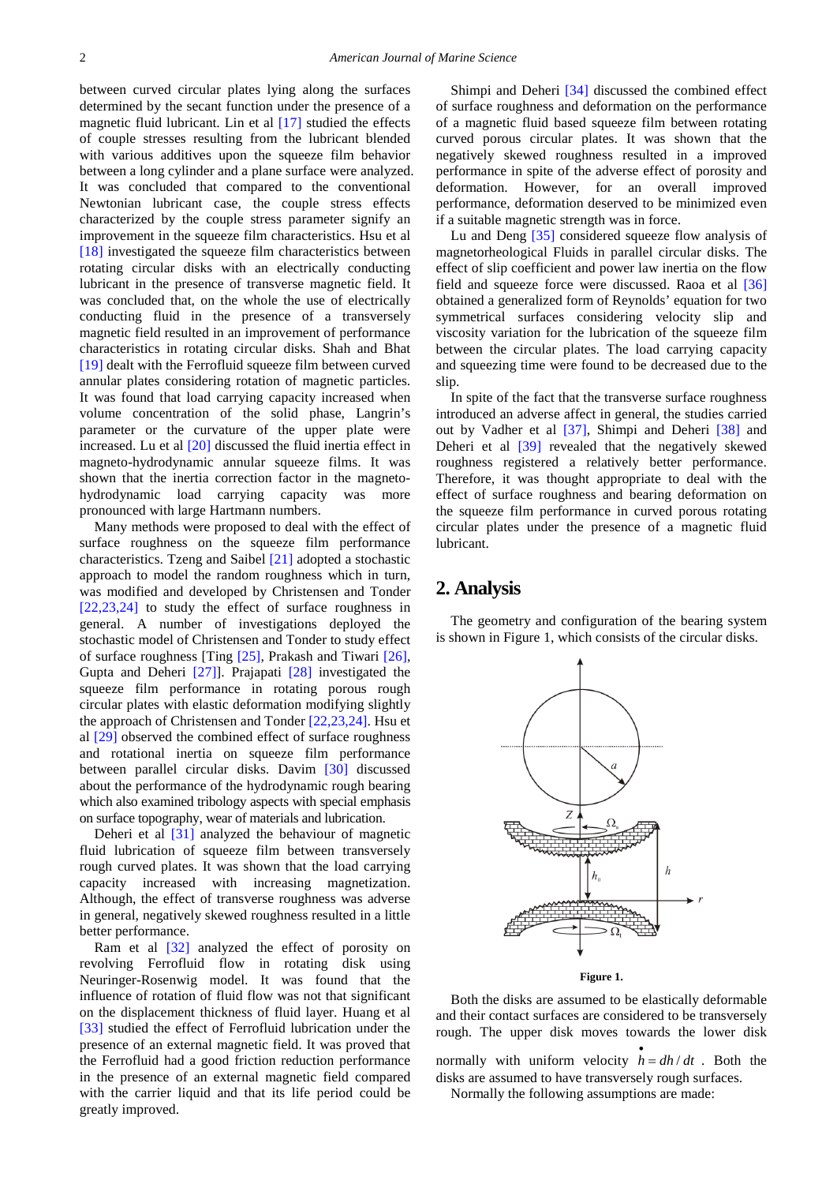between curved circular plates lying along the surfaces determined by the secant function under the presence of a magnetic fluid lubricant. Lin et al [17] studied the effects of couple stresses resulting from the lubricant blended with various additives upon the squeeze film behavior between a long cylinder and a plane surface were analyzed. It was concluded that compared to the conventional Newtonian lubricant case, the couple stress effects characterized by the couple stress parameter signify an improvement in the squeeze film characteristics. Hsu et al [18] investigated the squeeze film characteristics between rotating circular disks with an electrically conducting lubricant in the presence of transverse magnetic field. It was concluded that, on the whole the use of electrically conducting fluid in the presence of a transversely magnetic field resulted in an improvement of performance characteristics in rotating circular disks. Shah and Bhat [19] dealt with the Ferrofluid squeeze film between curved annular plates considering rotation of magnetic particles. It was found that load carrying capacity increased when volume concentration of the solid phase, Langrin's parameter or the curvature of the upper plate were increased. Lu et al [20] discussed the fluid inertia effect in magneto-hydrodynamic annular squeeze films. It was shown that the inertia correction factor in the magneto-hydrodynamic load carrying capacity was more pronounced with large Hartmann numbers.

Many methods were proposed to deal with the effect of surface roughness on the squeeze film performance characteristics. Tzeng and Saibel [21] adopted a stochastic approach to model the random roughness which in turn, was modified and developed by Christensen and Tonder [22,23,24] to study the effect of surface roughness in general. A number of investigations deployed the stochastic model of Christensen and Tonder to study effect of surface roughness [Ting [25], Prakash and Tiwari [26], Gupta and Deheri [27]]. Prajapati [28] investigated the squeeze film performance in rotating porous rough circular plates with elastic deformation modifying slightly the approach of Christensen and Tonder [22,23,24]. Hsu et al [29] observed the combined effect of surface roughness and rotational inertia on squeeze film performance between parallel circular disks. Davim [30] discussed about the performance of the hydrodynamic rough bearing which also examined tribology aspects with special emphasis on surface topography, wear of materials and lubrication.

Deheri et al [31] analyzed the behaviour of magnetic fluid lubrication of squeeze film between transversely rough curved plates. It was shown that the load carrying capacity increased with increasing magnetization. Although, the effect of transverse roughness was adverse in general, negatively skewed roughness resulted in a little better performance.

Ram et al [32] analyzed the effect of porosity on revolving Ferrofluid flow in rotating disk using Neuringer-Rosenwig model. It was found that the influence of rotation of fluid flow was not that significant on the displacement thickness of fluid layer. Huang et al [33] studied the effect of Ferrofluid lubrication under the presence of an external magnetic field. It was proved that the Ferrofluid had a good friction reduction performance in the presence of an external magnetic field compared with the carrier liquid and that its life period could be greatly improved.

Shimpi and Deheri [34] discussed the combined effect of surface roughness and deformation on the performance of a magnetic fluid based squeeze film between rotating curved porous circular plates. It was shown that the negatively skewed roughness resulted in a improved performance in spite of the adverse effect of porosity and deformation. However, for an overall improved performance, deformation deserved to be minimized even if a suitable magnetic strength was in force.

Lu and Deng [35] considered squeeze flow analysis of magnetorheological Fluids in parallel circular disks. The effect of slip coefficient and power law inertia on the flow field and squeeze force were discussed. Raoa et al [36] obtained a generalized form of Reynolds' equation for two symmetrical surfaces considering velocity slip and viscosity variation for the lubrication of the squeeze film between the circular plates. The load carrying capacity and squeezing time were found to be decreased due to the slip.

In spite of the fact that the transverse surface roughness introduced an adverse affect in general, the studies carried out by Vadher et al [37], Shimpi and Deheri [38] and Deheri et al [39] revealed that the negatively skewed roughness registered a relatively better performance. Therefore, it was thought appropriate to deal with the effect of surface roughness and bearing deformation on the squeeze film performance in curved porous rotating circular plates under the presence of a magnetic fluid lubricant.

## 2. Analysis

The geometry and configuration of the bearing system is shown in Figure 1, which consists of the circular disks.

**Figure 1.**

Both the disks are assumed to be elastically deformable and their contact surfaces are considered to be transversely rough. The upper disk moves towards the lower disk normally with uniform velocity $\dot{h} = dh/dt$. Both the disks are assumed to have transversely rough surfaces.

Normally the following assumptions are made: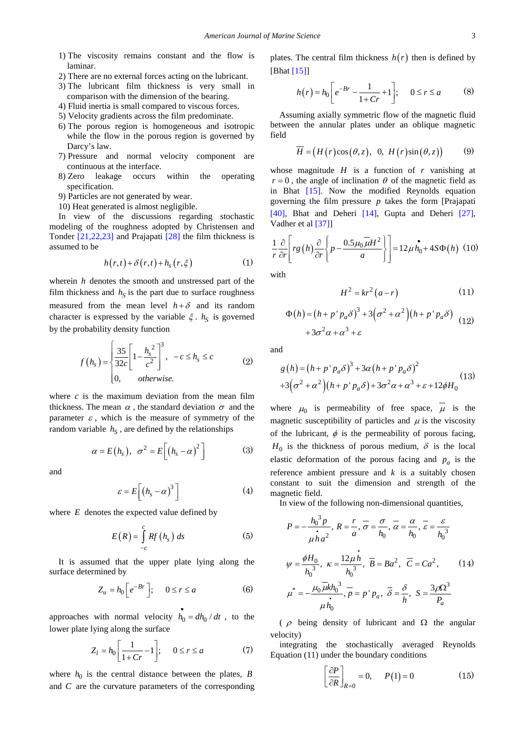1) The viscosity remains constant and the flow is laminar.
2) There are no external forces acting on the lubricant.
3) The lubricant film thickness is very small in comparison with the dimension of the bearing.
4) Fluid inertia is small compared to viscous forces.
5) Velocity gradients across the film predominate.
6) The porous region is homogeneous and isotropic while the flow in the porous region is governed by Darcy's law.
7) Pressure and normal velocity component are continuous at the interface.
8) Zero leakage occurs within the operating specification.
9) Particles are not generated by wear.
10) Heat generated is almost negligible.

In view of the discussions regarding stochastic modeling of the roughness adopted by Christensen and Tonder [21,22,23] and Prajapati [28] the film thickness is assumed to be

$$h(r,t)+\delta(r,t)+h_s(r,\xi) \tag{1}$$

wherein $h$ denotes the smooth and unstressed part of the film thickness and $h_S$ is the part due to surface roughness measured from the mean level $h+\delta$ and its random character is expressed by the variable $\xi$. $h_S$ is governed by the probability density function

$$f(h_s)=\begin{cases}\dfrac{35}{32c}\left[1-\dfrac{{h_s}^2}{c^2}\right]^3, & -c\le h_s\le c\\ 0, & otherwise.\end{cases} \tag{2}$$

where $c$ is the maximum deviation from the mean film thickness. The mean $\alpha$, the standard deviation $\sigma$ and the parameter $\varepsilon$, which is the measure of symmetry of the random variable $h_S$, are defined by the relationships

$$\alpha=E(h_s),\ \ \sigma^2=E\left[(h_s-\alpha)^2\right] \tag{3}$$

and

$$\varepsilon=E\left[(h_s-\alpha)^3\right] \tag{4}$$

where $E$ denotes the expected value defined by

$$E(R)=\int_{-c}^{c} Rf(h_s)\,ds \tag{5}$$

It is assumed that the upper plate lying along the surface determined by

$$Z_u=h_0\left[e^{-Br}\right];\quad 0\le r\le a \tag{6}$$

approaches with normal velocity $\dot{h}_0=dh_0/dt$, to the lower plate lying along the surface

$$Z_l=h_0\left[\frac{1}{1+Cr}-1\right];\quad 0\le r\le a \tag{7}$$

where $h_0$ is the central distance between the plates, $B$ and $C$ are the curvature parameters of the corresponding plates. The central film thickness $h(r)$ then is defined by [Bhat [15]]

$$h(r)=h_0\left[e^{-Br}-\frac{1}{1+Cr}+1\right];\quad 0\le r\le a \tag{8}$$

Assuming axially symmetric flow of the magnetic fluid between the annular plates under an oblique magnetic field

$$\overline{H}=\left(H(r)\cos(\theta,z),\ 0,\ H(r)\sin(\theta,z)\right) \tag{9}$$

whose magnitude $H$ is a function of $r$ vanishing at $r=0$, the angle of inclination $\theta$ of the magnetic field as in Bhat [15]. Now the modified Reynolds equation governing the film pressure $p$ takes the form [Prajapati [40], Bhat and Deheri [14], Gupta and Deheri [27], Vadher et al [37]]

$$\frac{1}{r}\frac{\partial}{\partial r}\left[rg(h)\frac{\partial}{\partial r}\left\{p-\frac{0.5\mu_0\overline{\mu}H^2}{a}\right\}\right]=12\mu\dot{h}_0+4S\Phi(h) \tag{10}$$

with

$$H^2=kr^2(a-r) \tag{11}$$

$$\Phi(h)=(h+p'p_a\delta)^3+3\left(\sigma^2+\alpha^2\right)(h+p'p_a\delta)+3\sigma^2\alpha+\alpha^3+\varepsilon \tag{12}$$

and

$$g(h)=(h+p'p_a\delta)^3+3\alpha(h+p'p_a\delta)^2+3\left(\sigma^2+\alpha^2\right)(h+p'p_a\delta)+3\sigma^2\alpha+\alpha^3+\varepsilon+12\phi H_0 \tag{13}$$

where $\mu_0$ is permeability of free space, $\overline{\mu}$ is the magnetic susceptibility of particles and $\mu$ is the viscosity of the lubricant, $\phi$ is the permeability of porous facing, $H_0$ is the thickness of porous medium, $\delta$ is the local elastic deformation of the porous facing and $p_a$ is the reference ambient pressure and $k$ is a suitably chosen constant to suit the dimension and strength of the magnetic field.

In view of the following non-dimensional quantities,

$$P=-\frac{{h_0}^3p}{\mu\dot{h}a^2},\ R=\frac{r}{a},\ \overline{\sigma}=\frac{\sigma}{h_0},\ \overline{\alpha}=\frac{\alpha}{h_0},\ \overline{\varepsilon}=\frac{\varepsilon}{{h_0}^3}$$
$$\psi=\frac{\phi H_0}{{h_0}^3},\ \kappa=\frac{12\mu\dot{h}}{{h_0}^3},\ \overline{B}=Ba^2,\ \overline{C}=Ca^2, \tag{14}$$
$$\mu^*=-\frac{\mu_0\overline{\mu}k{h_0}^3}{\mu\dot{h}_0},\ \overline{p}=p'p_a,\ \overline{\delta}=\frac{\delta}{h},\ S=\frac{3\rho\Omega^3}{P_a}$$

($\rho$ being density of lubricant and $\Omega$ the angular velocity)

integrating the stochastically averaged Reynolds Equation (11) under the boundary conditions

$$\left[\frac{\partial P}{\partial R}\right]_{R=0}=0,\quad P(1)=0 \tag{15}$$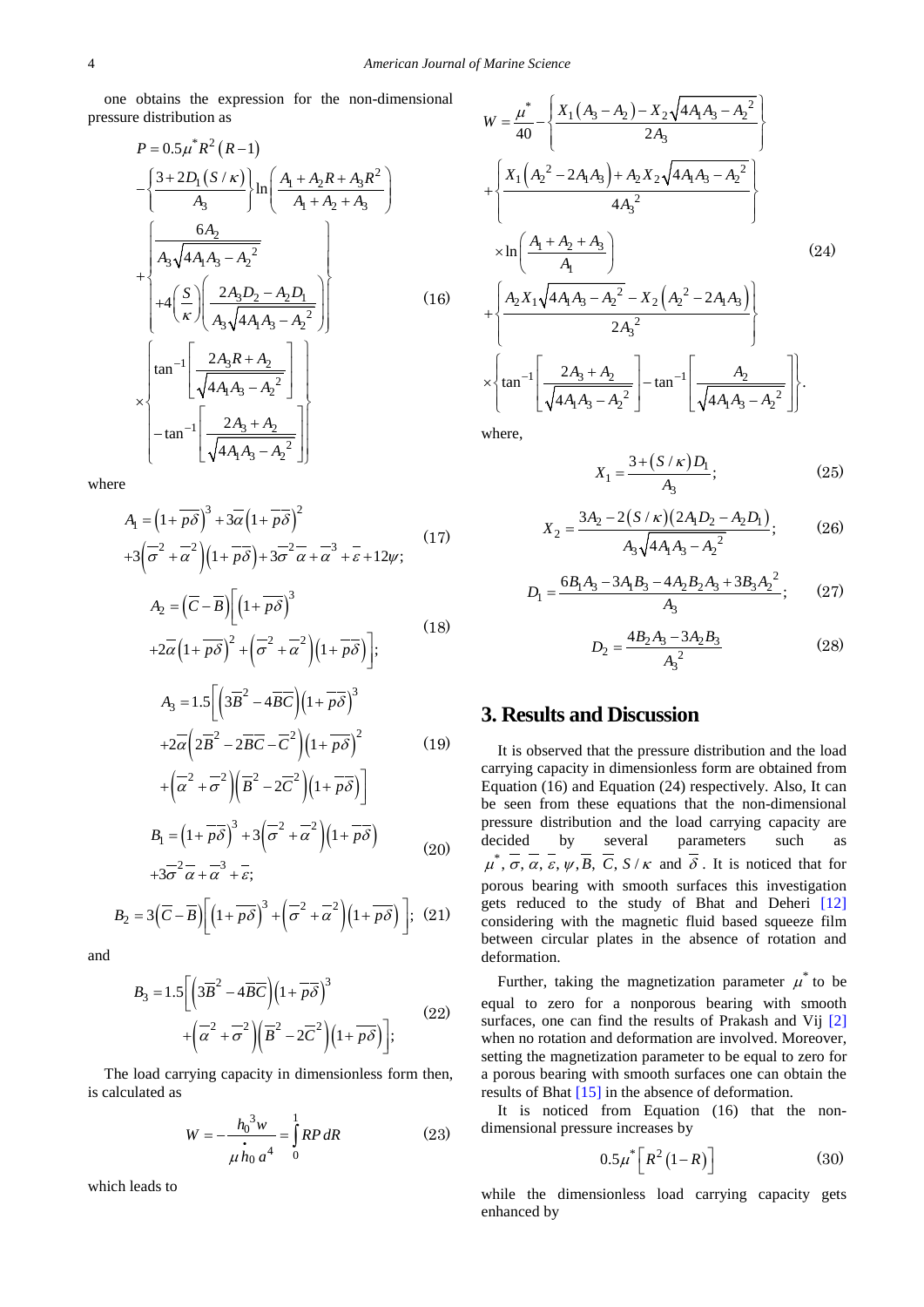one obtains the expression for the non-dimensional pressure distribution as

$$
\begin{aligned}
P &= 0.5\mu^* R^2 (R-1) \\
&- \left\{\frac{3+2D_1(S/\kappa)}{A_3}\right\} \ln\left(\frac{A_1 + A_2 R + A_3 R^2}{A_1 + A_2 + A_3}\right) \\
&+ \left\{ \begin{array}{l} \dfrac{6A_2}{A_3\sqrt{4A_1A_3 - A_2^2}} \\ +4\left(\dfrac{S}{\kappa}\right)\left(\dfrac{2A_3D_2 - A_2D_1}{A_3\sqrt{4A_1A_3 - A_2^2}}\right) \end{array} \right\} \\
&\times \left\{ \begin{array}{l} \tan^{-1}\left[\dfrac{2A_3R + A_2}{\sqrt{4A_1A_3 - A_2^2}}\right] \\ -\tan^{-1}\left[\dfrac{2A_3 + A_2}{\sqrt{4A_1A_3 - A_2^2}}\right] \end{array} \right\}
\end{aligned} \tag{16}
$$

where

$$
\begin{aligned}
A_1 &= \left(1+\overline{p\delta}\right)^3 + 3\overline{\alpha}\left(1+\overline{p\delta}\right)^2 \\
&+3\left(\overline{\sigma}^2 + \overline{\alpha}^2\right)\left(1+\overline{p\delta}\right) + 3\overline{\sigma}^2\overline{\alpha} + \overline{\alpha}^3 + \overline{\varepsilon} + 12\psi;
\end{aligned} \tag{17}
$$

$$
\begin{aligned}
A_2 &= \left(\overline{C} - \overline{B}\right)\Big[\left(1+\overline{p\delta}\right)^3 \\
&+2\overline{\alpha}\left(1+\overline{p\delta}\right)^2 + \left(\overline{\sigma}^2 + \overline{\alpha}^2\right)\left(1+\overline{p\delta}\right)\Big];
\end{aligned} \tag{18}
$$

$$
\begin{aligned}
A_3 &= 1.5\Big[\left(3\overline{B}^2 - 4\overline{B}\overline{C}\right)\left(1+\overline{p\delta}\right)^3 \\
&+2\overline{\alpha}\left(2\overline{B}^2 - 2\overline{B}\overline{C} - \overline{C}^2\right)\left(1+\overline{p\delta}\right)^2 \\
&+\left(\overline{\alpha}^2 + \overline{\sigma}^2\right)\left(\overline{B}^2 - 2\overline{C}^2\right)\left(1+\overline{p\delta}\right)\Big]
\end{aligned} \tag{19}
$$

$$
\begin{aligned}
B_1 &= \left(1+\overline{p\delta}\right)^3 + 3\left(\overline{\sigma}^2 + \overline{\alpha}^2\right)\left(1+\overline{p\delta}\right) \\
&+3\overline{\sigma}^2\overline{\alpha} + \overline{\alpha}^3 + \overline{\varepsilon};
\end{aligned} \tag{20}
$$

$$
B_2 = 3\left(\overline{C} - \overline{B}\right)\left[\left(1+\overline{p\delta}\right)^3 + \left(\overline{\sigma}^2 + \overline{\alpha}^2\right)\left(1+\overline{p\delta}\right)\right]; \tag{21}
$$

and

$$
\begin{aligned}
B_3 &= 1.5\Big[\left(3\overline{B}^2 - 4\overline{B}\overline{C}\right)\left(1+\overline{p\delta}\right)^3 \\
&+\left(\overline{\alpha}^2 + \overline{\sigma}^2\right)\left(\overline{B}^2 - 2\overline{C}^2\right)\left(1+\overline{p\delta}\right)\Big];
\end{aligned} \tag{22}
$$

The load carrying capacity in dimensionless form then, is calculated as

$$
W = -\frac{h_0^3 w}{\mu \dot{h}_0 a^4} = \int_0^1 RP\,dR \tag{23}
$$

which leads to

$$
\begin{aligned}
W &= \frac{\mu^*}{40} - \left\{\frac{X_1(A_3 - A_2) - X_2\sqrt{4A_1A_3 - A_2^2}}{2A_3}\right\} \\
&+ \left\{\frac{X_1\left(A_2^2 - 2A_1A_3\right) + A_2X_2\sqrt{4A_1A_3 - A_2^2}}{4A_3^2}\right\} \\
&\times \ln\left(\frac{A_1 + A_2 + A_3}{A_1}\right) \\
&+ \left\{\frac{A_2X_1\sqrt{4A_1A_3 - A_2^2} - X_2\left(A_2^2 - 2A_1A_3\right)}{2A_3^2}\right\} \\
&\times \left\{\tan^{-1}\left[\frac{2A_3 + A_2}{\sqrt{4A_1A_3 - A_2^2}}\right] - \tan^{-1}\left[\frac{A_2}{\sqrt{4A_1A_3 - A_2^2}}\right]\right\}.
\end{aligned} \tag{24}
$$

where,

$$
X_1 = \frac{3 + (S/\kappa)D_1}{A_3}; \tag{25}
$$

$$
X_2 = \frac{3A_2 - 2(S/\kappa)(2A_1D_2 - A_2D_1)}{A_3\sqrt{4A_1A_3 - A_2^2}}; \tag{26}
$$

$$
D_1 = \frac{6B_1A_3 - 3A_1B_3 - 4A_2B_2A_3 + 3B_3A_2^2}{A_3}; \tag{27}
$$

$$
D_2 = \frac{4B_2A_3 - 3A_2B_3}{A_3^2} \tag{28}
$$

## 3. Results and Discussion

It is observed that the pressure distribution and the load carrying capacity in dimensionless form are obtained from Equation (16) and Equation (24) respectively. Also, It can be seen from these equations that the non-dimensional pressure distribution and the load carrying capacity are decided by several parameters such as $\mu^*$, $\overline{\sigma}$, $\overline{\alpha}$, $\overline{\varepsilon}$, $\psi$, $\overline{B}$, $\overline{C}$, $S/\kappa$ and $\overline{\delta}$. It is noticed that for porous bearing with smooth surfaces this investigation gets reduced to the study of Bhat and Deheri [12] considering with the magnetic fluid based squeeze film between circular plates in the absence of rotation and deformation.

Further, taking the magnetization parameter $\mu^*$ to be equal to zero for a nonporous bearing with smooth surfaces, one can find the results of Prakash and Vij [2] when no rotation and deformation are involved. Moreover, setting the magnetization parameter to be equal to zero for a porous bearing with smooth surfaces one can obtain the results of Bhat [15] in the absence of deformation.

It is noticed from Equation (16) that the non-dimensional pressure increases by

$$
0.5\mu^*\left[R^2(1-R)\right] \tag{30}
$$

while the dimensionless load carrying capacity gets enhanced by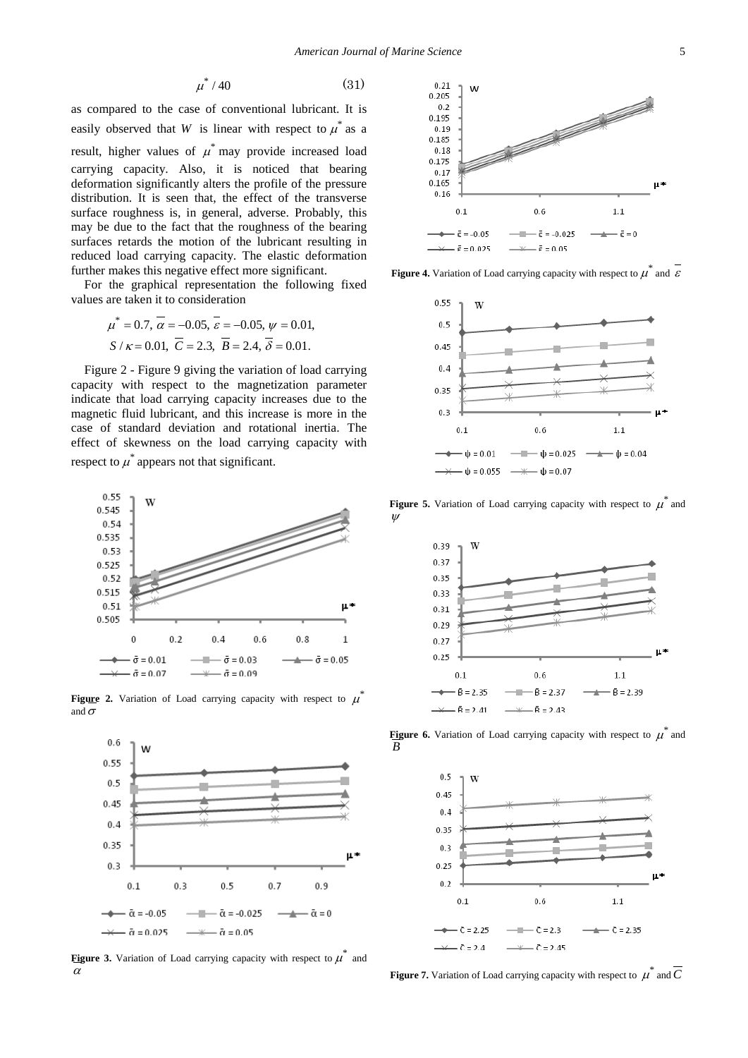$$\mu^* / 40 \quad (31)$$

as compared to the case of conventional lubricant. It is easily observed that $W$ is linear with respect to $\mu^*$ as a result, higher values of $\mu^*$ may provide increased load carrying capacity. Also, it is noticed that bearing deformation significantly alters the profile of the pressure distribution. It is seen that, the effect of the transverse surface roughness is, in general, adverse. Probably, this may be due to the fact that the roughness of the bearing surfaces retards the motion of the lubricant resulting in reduced load carrying capacity. The elastic deformation further makes this negative effect more significant.

For the graphical representation the following fixed values are taken it to consideration

$$\mu^* = 0.7,\ \overline{\alpha} = -0.05,\ \overline{\varepsilon} = -0.05,\ \psi = 0.01,$$
$$S/\kappa = 0.01,\ \overline{C} = 2.3,\ \overline{B} = 2.4,\ \overline{\delta} = 0.01.$$

Figure 2 - Figure 9 giving the variation of load carrying capacity with respect to the magnetization parameter indicate that load carrying capacity increases due to the magnetic fluid lubricant, and this increase is more in the case of standard deviation and rotational inertia. The effect of skewness on the load carrying capacity with respect to $\mu^*$ appears not that significant.

**Figure 2.** Variation of Load carrying capacity with respect to $\mu^*$ and $\sigma$

**Figure 3.** Variation of Load carrying capacity with respect to $\mu^*$ and $\alpha$

**Figure 4.** Variation of Load carrying capacity with respect to $\mu^*$ and $\overline{\varepsilon}$

**Figure 5.** Variation of Load carrying capacity with respect to $\mu^*$ and $\psi$

**Figure 6.** Variation of Load carrying capacity with respect to $\mu^*$ and $\overline{B}$

**Figure 7.** Variation of Load carrying capacity with respect to $\mu^*$ and $\overline{C}$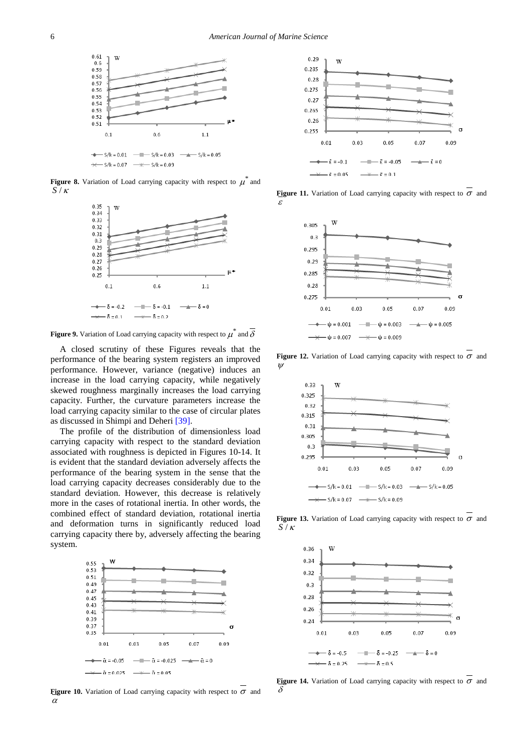**Figure 8.** Variation of Load carrying capacity with respect to $\mu^*$ and $S/\kappa$

**Figure 9.** Variation of Load carrying capacity with respect to $\mu^*$ and $\overline{\delta}$

A closed scrutiny of these Figures reveals that the performance of the bearing system registers an improved performance. However, variance (negative) induces an increase in the load carrying capacity, while negatively skewed roughness marginally increases the load carrying capacity. Further, the curvature parameters increase the load carrying capacity similar to the case of circular plates as discussed in Shimpi and Deheri [39].

The profile of the distribution of dimensionless load carrying capacity with respect to the standard deviation associated with roughness is depicted in Figures 10-14. It is evident that the standard deviation adversely affects the performance of the bearing system in the sense that the load carrying capacity decreases considerably due to the standard deviation. However, this decrease is relatively more in the cases of rotational inertia. In other words, the combined effect of standard deviation, rotational inertia and deformation turns in significantly reduced load carrying capacity there by, adversely affecting the bearing system.

**Figure 10.** Variation of Load carrying capacity with respect to $\overline{\sigma}$ and $\alpha$

**Figure 11.** Variation of Load carrying capacity with respect to $\overline{\sigma}$ and $\varepsilon$

**Figure 12.** Variation of Load carrying capacity with respect to $\overline{\sigma}$ and $\psi$

**Figure 13.** Variation of Load carrying capacity with respect to $\overline{\sigma}$ and $S/\kappa$

**Figure 14.** Variation of Load carrying capacity with respect to $\overline{\sigma}$ and $\overline{\delta}$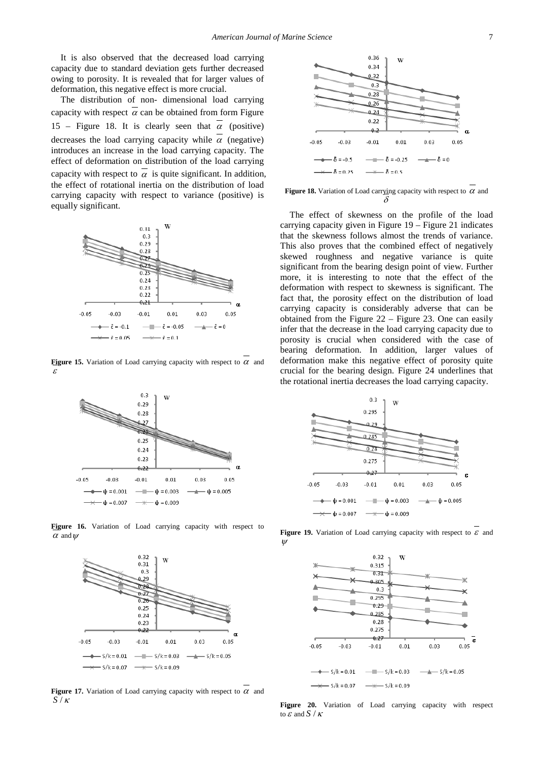It is also observed that the decreased load carrying capacity due to standard deviation gets further decreased owing to porosity. It is revealed that for larger values of deformation, this negative effect is more crucial.

The distribution of non- dimensional load carrying capacity with respect $\overline{\alpha}$ can be obtained from form Figure 15 – Figure 18. It is clearly seen that $\overline{\alpha}$ (positive) decreases the load carrying capacity while $\overline{\alpha}$ (negative) introduces an increase in the load carrying capacity. The effect of deformation on distribution of the load carrying capacity with respect to $\overline{\alpha}$ is quite significant. In addition, the effect of rotational inertia on the distribution of load carrying capacity with respect to variance (positive) is equally significant.

**Figure 15.** Variation of Load carrying capacity with respect to $\overline{\alpha}$ and $\varepsilon$

**Figure 16.** Variation of Load carrying capacity with respect to $\overline{\alpha}$ and $\psi$

**Figure 17.** Variation of Load carrying capacity with respect to $\overline{\alpha}$ and $S/\kappa$

**Figure 18.** Variation of Load carrying capacity with respect to $\overline{\alpha}$ and $\delta$

The effect of skewness on the profile of the load carrying capacity given in Figure 19 – Figure 21 indicates that the skewness follows almost the trends of variance. This also proves that the combined effect of negatively skewed roughness and negative variance is quite significant from the bearing design point of view. Further more, it is interesting to note that the effect of the deformation with respect to skewness is significant. The fact that, the porosity effect on the distribution of load carrying capacity is considerably adverse that can be obtained from the Figure 22 – Figure 23. One can easily infer that the decrease in the load carrying capacity due to porosity is crucial when considered with the case of bearing deformation. In addition, larger values of deformation make this negative effect of porosity quite crucial for the bearing design. Figure 24 underlines that the rotational inertia decreases the load carrying capacity.

**Figure 19.** Variation of Load carrying capacity with respect to $\overline{\varepsilon}$ and $\psi$

**Figure 20.** Variation of Load carrying capacity with respect to $\varepsilon$ and $S/\kappa$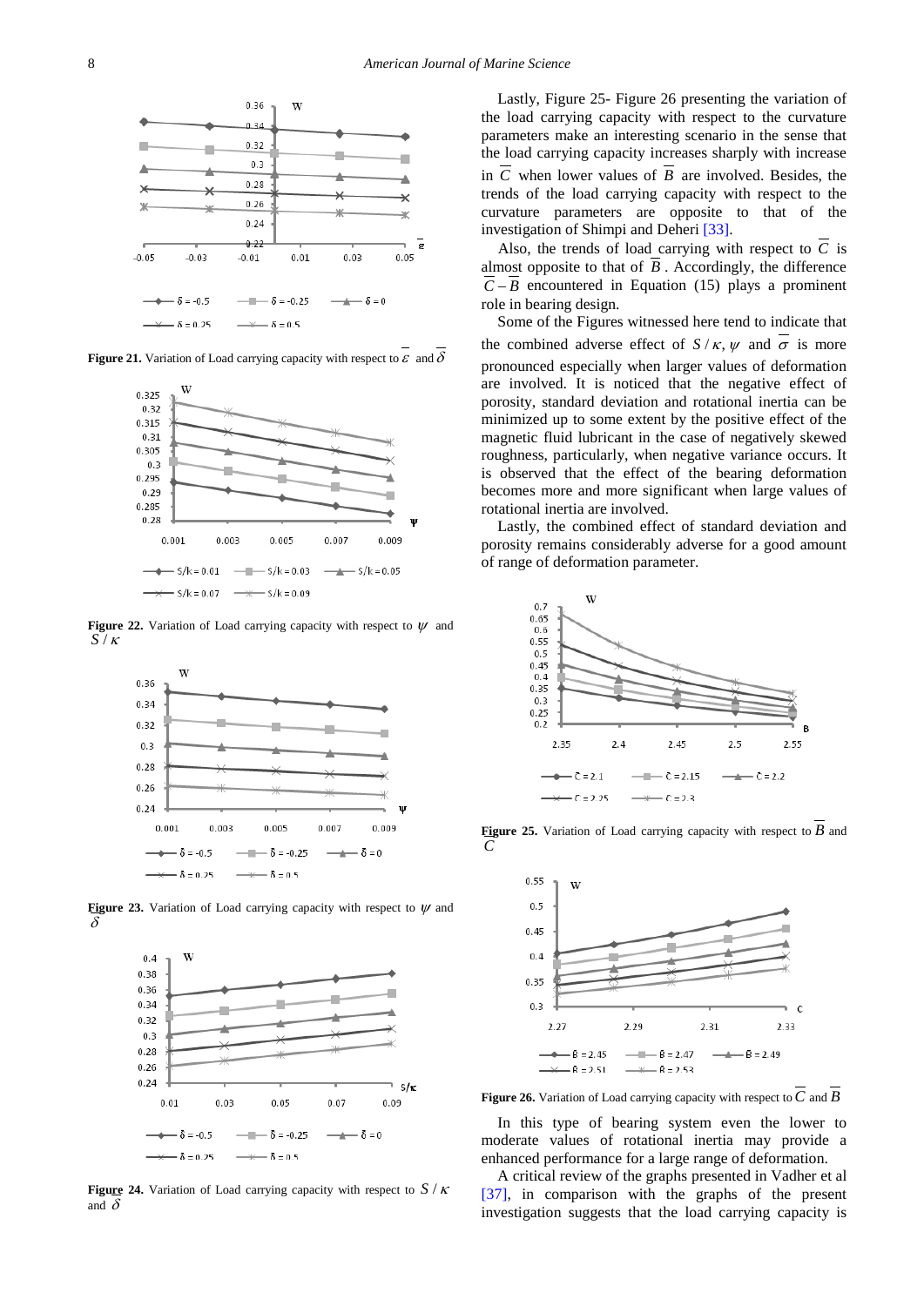**Figure 21.** Variation of Load carrying capacity with respect to $\bar{\varepsilon}$ and $\bar{\delta}$

**Figure 22.** Variation of Load carrying capacity with respect to $\psi$ and $S/\kappa$

**Figure 23.** Variation of Load carrying capacity with respect to $\psi$ and $\bar{\delta}$

**Figure 24.** Variation of Load carrying capacity with respect to $S/\kappa$ and $\bar{\delta}$

Lastly, Figure 25- Figure 26 presenting the variation of the load carrying capacity with respect to the curvature parameters make an interesting scenario in the sense that the load carrying capacity increases sharply with increase in $\overline{C}$ when lower values of $\overline{B}$ are involved. Besides, the trends of the load carrying capacity with respect to the curvature parameters are opposite to that of the investigation of Shimpi and Deheri [33].

Also, the trends of load carrying with respect to $\overline{C}$ is almost opposite to that of $\overline{B}$. Accordingly, the difference $\overline{C}-\overline{B}$ encountered in Equation (15) plays a prominent role in bearing design.

Some of the Figures witnessed here tend to indicate that the combined adverse effect of $S/\kappa, \psi$ and $\overline{\sigma}$ is more pronounced especially when larger values of deformation are involved. It is noticed that the negative effect of porosity, standard deviation and rotational inertia can be minimized up to some extent by the positive effect of the magnetic fluid lubricant in the case of negatively skewed roughness, particularly, when negative variance occurs. It is observed that the effect of the bearing deformation becomes more and more significant when large values of rotational inertia are involved.

Lastly, the combined effect of standard deviation and porosity remains considerably adverse for a good amount of range of deformation parameter.

**Figure 25.** Variation of Load carrying capacity with respect to $\overline{B}$ and $\overline{C}$

**Figure 26.** Variation of Load carrying capacity with respect to $\overline{C}$ and $\overline{B}$

In this type of bearing system even the lower to moderate values of rotational inertia may provide a enhanced performance for a large range of deformation.

A critical review of the graphs presented in Vadher et al [37], in comparison with the graphs of the present investigation suggests that the load carrying capacity is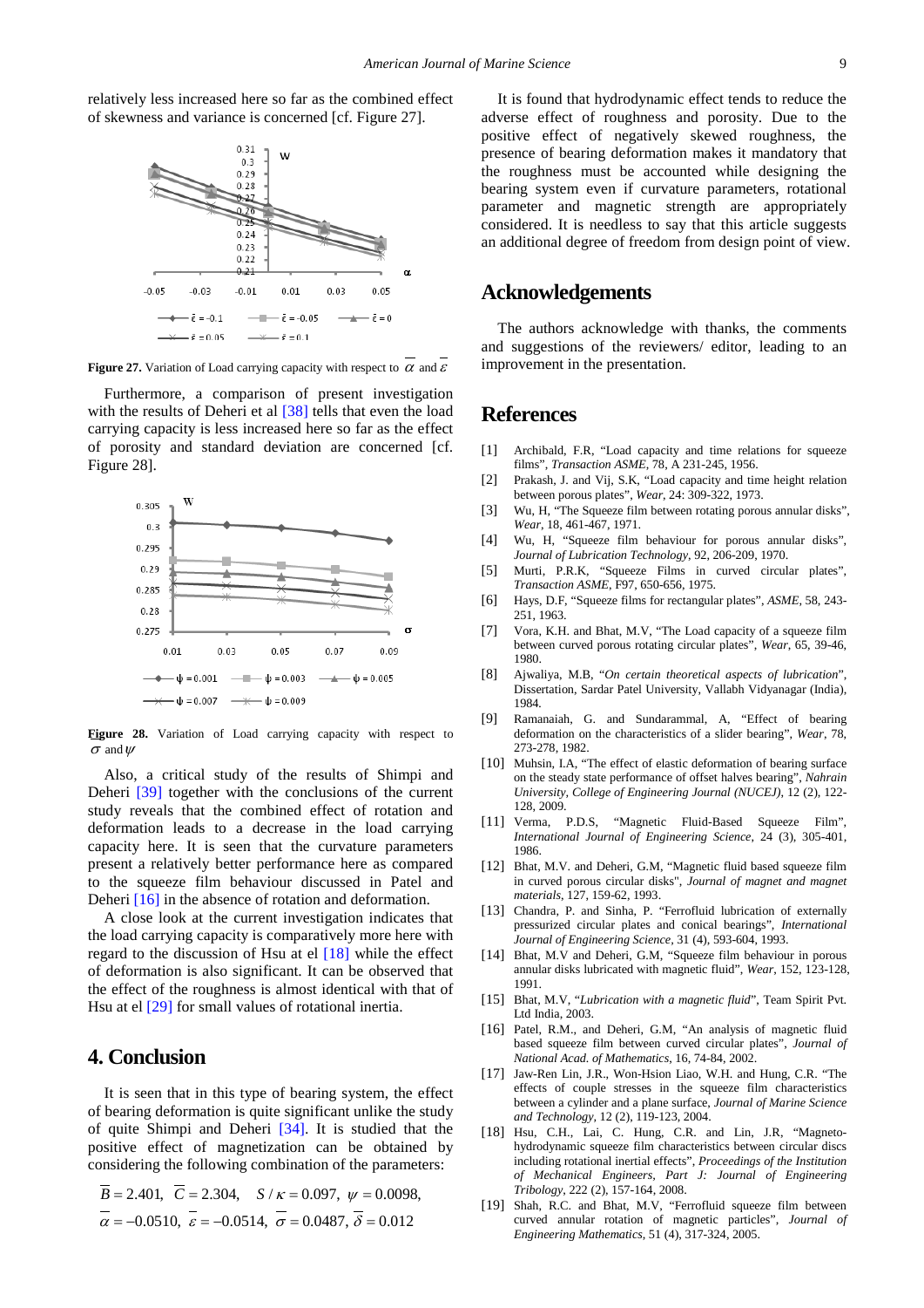relatively less increased here so far as the combined effect of skewness and variance is concerned [cf. Figure 27].

**Figure 27.** Variation of Load carrying capacity with respect to $\overline{\alpha}$ and $\overline{\varepsilon}$

Furthermore, a comparison of present investigation with the results of Deheri et al [38] tells that even the load carrying capacity is less increased here so far as the effect of porosity and standard deviation are concerned [cf. Figure 28].

**Figure 28.** Variation of Load carrying capacity with respect to $\sigma$ and $\psi$

Also, a critical study of the results of Shimpi and Deheri [39] together with the conclusions of the current study reveals that the combined effect of rotation and deformation leads to a decrease in the load carrying capacity here. It is seen that the curvature parameters present a relatively better performance here as compared to the squeeze film behaviour discussed in Patel and Deheri [16] in the absence of rotation and deformation.

A close look at the current investigation indicates that the load carrying capacity is comparatively more here with regard to the discussion of Hsu at el [18] while the effect of deformation is also significant. It can be observed that the effect of the roughness is almost identical with that of Hsu at el [29] for small values of rotational inertia.

## 4. Conclusion

It is seen that in this type of bearing system, the effect of bearing deformation is quite significant unlike the study of quite Shimpi and Deheri [34]. It is studied that the positive effect of magnetization can be obtained by considering the following combination of the parameters:

$$\overline{B} = 2.401, \ \ \overline{C} = 2.304, \ \ S/\kappa = 0.097, \ \psi = 0.0098,$$
$$\overline{\alpha} = -0.0510, \ \overline{\varepsilon} = -0.0514, \ \overline{\sigma} = 0.0487, \overline{\delta} = 0.012$$

It is found that hydrodynamic effect tends to reduce the adverse effect of roughness and porosity. Due to the positive effect of negatively skewed roughness, the presence of bearing deformation makes it mandatory that the roughness must be accounted while designing the bearing system even if curvature parameters, rotational parameter and magnetic strength are appropriately considered. It is needless to say that this article suggests an additional degree of freedom from design point of view.

## Acknowledgements

The authors acknowledge with thanks, the comments and suggestions of the reviewers/ editor, leading to an improvement in the presentation.

## References

[1] Archibald, F.R, "Load capacity and time relations for squeeze films", *Transaction ASME*, 78, A 231-245, 1956.

[2] Prakash, J. and Vij, S.K, "Load capacity and time height relation between porous plates", *Wear*, 24: 309-322, 1973.

[3] Wu, H, "The Squeeze film between rotating porous annular disks", *Wear*, 18, 461-467, 1971.

[4] Wu, H, "Squeeze film behaviour for porous annular disks", *Journal of Lubrication Technology*, 92, 206-209, 1970.

[5] Murti, P.R.K, "Squeeze Films in curved circular plates", *Transaction ASME*, F97, 650-656, 1975.

[6] Hays, D.F, "Squeeze films for rectangular plates", *ASME*, 58, 243-251, 1963.

[7] Vora, K.H. and Bhat, M.V, "The Load capacity of a squeeze film between curved porous rotating circular plates", *Wear*, 65, 39-46, 1980.

[8] Ajwaliya, M.B, "*On certain theoretical aspects of lubrication*", Dissertation, Sardar Patel University, Vallabh Vidyanagar (India), 1984.

[9] Ramanaiah, G. and Sundarammal, A, "Effect of bearing deformation on the characteristics of a slider bearing", *Wear*, 78, 273-278, 1982.

[10] Muhsin, I.A, "The effect of elastic deformation of bearing surface on the steady state performance of offset halves bearing", *Nahrain University, College of Engineering Journal (NUCEJ)*, 12 (2), 122-128, 2009.

[11] Verma, P.D.S, "Magnetic Fluid-Based Squeeze Film", *International Journal of Engineering Science*, 24 (3), 305-401, 1986.

[12] Bhat, M.V. and Deheri, G.M, "Magnetic fluid based squeeze film in curved porous circular disks", *Journal of magnet and magnet materials*, 127, 159-62, 1993.

[13] Chandra, P. and Sinha, P. "Ferrofluid lubrication of externally pressurized circular plates and conical bearings", *International Journal of Engineering Science*, 31 (4), 593-604, 1993.

[14] Bhat, M.V and Deheri, G.M, "Squeeze film behaviour in porous annular disks lubricated with magnetic fluid", *Wear*, 152, 123-128, 1991.

[15] Bhat, M.V, "*Lubrication with a magnetic fluid*", Team Spirit Pvt. Ltd India, 2003.

[16] Patel, R.M., and Deheri, G.M, "An analysis of magnetic fluid based squeeze film between curved circular plates", *Journal of National Acad. of Mathematics*, 16, 74-84, 2002.

[17] Jaw-Ren Lin, J.R., Won-Hsion Liao, W.H. and Hung, C.R. "The effects of couple stresses in the squeeze film characteristics between a cylinder and a plane surface, *Journal of Marine Science and Technology*, 12 (2), 119-123, 2004.

[18] Hsu, C.H., Lai, C. Hung, C.R. and Lin, J.R, "Magneto-hydrodynamic squeeze film characteristics between circular discs including rotational inertial effects", *Proceedings of the Institution of Mechanical Engineers, Part J: Journal of Engineering Tribology*, 222 (2), 157-164, 2008.

[19] Shah, R.C. and Bhat, M.V, "Ferrofluid squeeze film between curved annular rotation of magnetic particles", *Journal of Engineering Mathematics*, 51 (4), 317-324, 2005.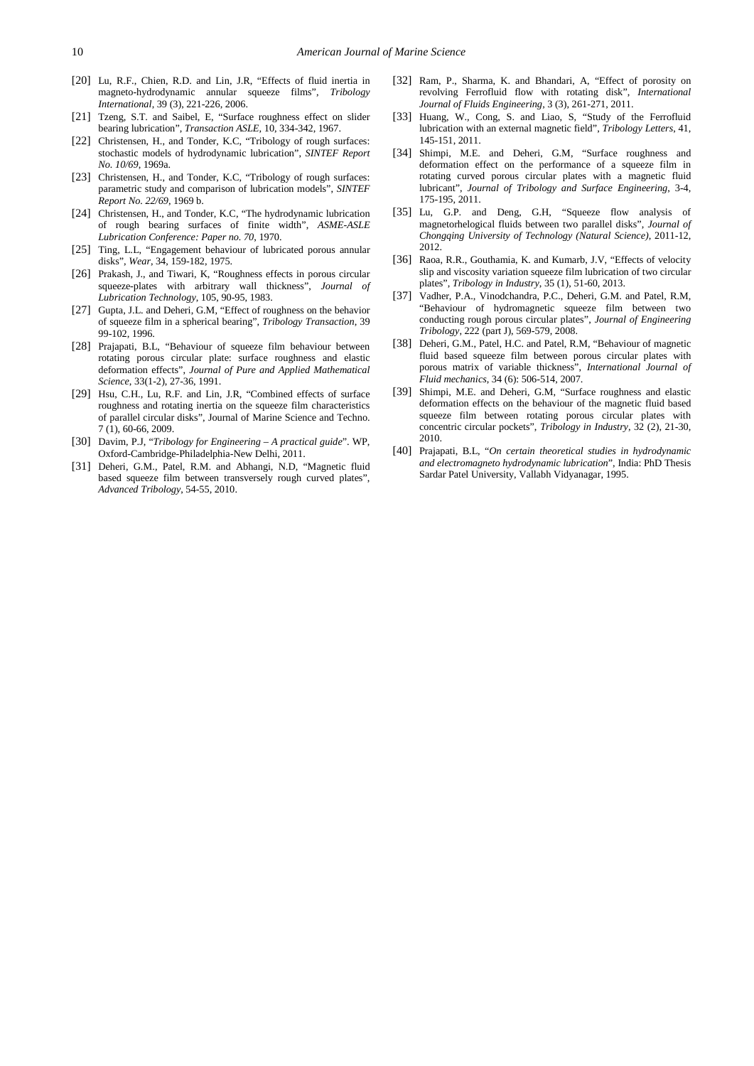[20] Lu, R.F., Chien, R.D. and Lin, J.R, "Effects of fluid inertia in magneto-hydrodynamic annular squeeze films", *Tribology International*, 39 (3), 221-226, 2006.

[21] Tzeng, S.T. and Saibel, E, "Surface roughness effect on slider bearing lubrication", *Transaction ASLE*, 10, 334-342, 1967.

[22] Christensen, H., and Tonder, K.C, "Tribology of rough surfaces: stochastic models of hydrodynamic lubrication", *SINTEF Report No. 10/69*, 1969a.

[23] Christensen, H., and Tonder, K.C, "Tribology of rough surfaces: parametric study and comparison of lubrication models", *SINTEF Report No. 22/69*, 1969 b.

[24] Christensen, H., and Tonder, K.C, "The hydrodynamic lubrication of rough bearing surfaces of finite width", *ASME-ASLE Lubrication Conference: Paper no. 70*, 1970.

[25] Ting, L.L, "Engagement behaviour of lubricated porous annular disks", *Wear*, 34, 159-182, 1975.

[26] Prakash, J., and Tiwari, K, "Roughness effects in porous circular squeeze-plates with arbitrary wall thickness", *Journal of Lubrication Technology*, 105, 90-95, 1983.

[27] Gupta, J.L. and Deheri, G.M, "Effect of roughness on the behavior of squeeze film in a spherical bearing", *Tribology Transaction*, 39 99-102, 1996.

[28] Prajapati, B.L, "Behaviour of squeeze film behaviour between rotating porous circular plate: surface roughness and elastic deformation effects", *Journal of Pure and Applied Mathematical Science*, 33(1-2), 27-36, 1991.

[29] Hsu, C.H., Lu, R.F. and Lin, J.R, "Combined effects of surface roughness and rotating inertia on the squeeze film characteristics of parallel circular disks", Journal of Marine Science and Techno. 7 (1), 60-66, 2009.

[30] Davim, P.J, "*Tribology for Engineering – A practical guide*". WP, Oxford-Cambridge-Philadelphia-New Delhi, 2011.

[31] Deheri, G.M., Patel, R.M. and Abhangi, N.D, "Magnetic fluid based squeeze film between transversely rough curved plates", *Advanced Tribology*, 54-55, 2010.

[32] Ram, P., Sharma, K. and Bhandari, A, "Effect of porosity on revolving Ferrofluid flow with rotating disk", *International Journal of Fluids Engineering*, 3 (3), 261-271, 2011.

[33] Huang, W., Cong, S. and Liao, S, "Study of the Ferrofluid lubrication with an external magnetic field", *Tribology Letters*, 41, 145-151, 2011.

[34] Shimpi, M.E. and Deheri, G.M, "Surface roughness and deformation effect on the performance of a squeeze film in rotating curved porous circular plates with a magnetic fluid lubricant", *Journal of Tribology and Surface Engineering*, 3-4, 175-195, 2011.

[35] Lu, G.P. and Deng, G.H, "Squeeze flow analysis of magnetorhelogical fluids between two parallel disks", *Journal of Chongqing University of Technology (Natural Science)*, 2011-12, 2012.

[36] Raoa, R.R., Gouthamia, K. and Kumarb, J.V, "Effects of velocity slip and viscosity variation squeeze film lubrication of two circular plates", *Tribology in Industry*, 35 (1), 51-60, 2013.

[37] Vadher, P.A., Vinodchandra, P.C., Deheri, G.M. and Patel, R.M, "Behaviour of hydromagnetic squeeze film between two conducting rough porous circular plates", *Journal of Engineering Tribology*, 222 (part J), 569-579, 2008.

[38] Deheri, G.M., Patel, H.C. and Patel, R.M, "Behaviour of magnetic fluid based squeeze film between porous circular plates with porous matrix of variable thickness", *International Journal of Fluid mechanics*, 34 (6): 506-514, 2007.

[39] Shimpi, M.E. and Deheri, G.M, "Surface roughness and elastic deformation effects on the behaviour of the magnetic fluid based squeeze film between rotating porous circular plates with concentric circular pockets", *Tribology in Industry*, 32 (2), 21-30, 2010.

[40] Prajapati, B.L, "*On certain theoretical studies in hydrodynamic and electromagneto hydrodynamic lubrication*", India: PhD Thesis Sardar Patel University, Vallabh Vidyanagar, 1995.